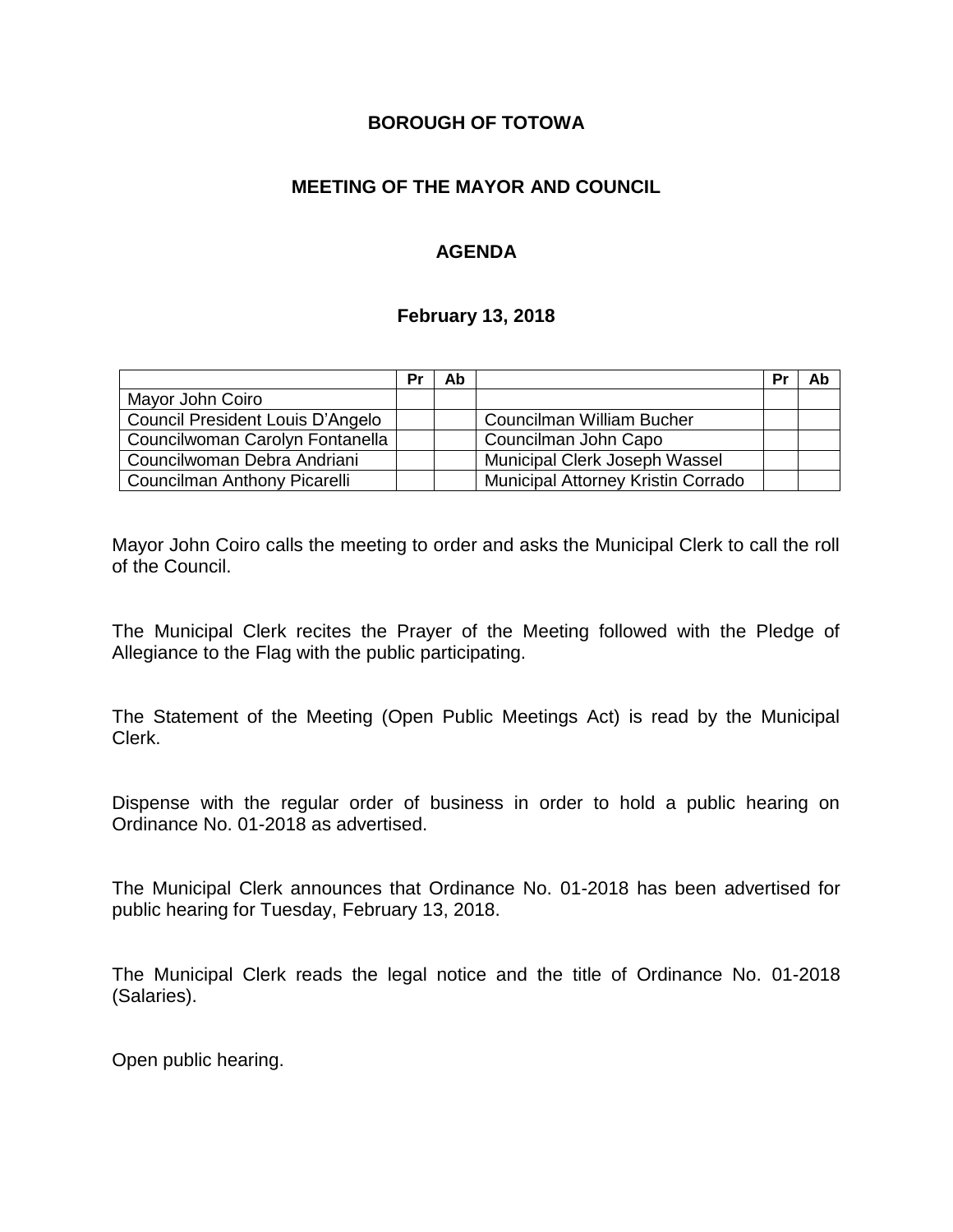**BOROUGH OF TOTOWA**

**MEETING OF THE MAYOR AND COUNCIL**

**AGENDA**

**February 13, 2018**

| | Pr | Ab | | Pr | Ab |
|---|---|---|---|---|---|
| Mayor John Coiro | | | | | |
| Council President Louis D'Angelo | | | Councilman William Bucher | | |
| Councilwoman Carolyn Fontanella | | | Councilman John Capo | | |
| Councilwoman Debra Andriani | | | Municipal Clerk Joseph Wassel | | |
| Councilman Anthony Picarelli | | | Municipal Attorney Kristin Corrado | | |

Mayor John Coiro calls the meeting to order and asks the Municipal Clerk to call the roll of the Council.

The Municipal Clerk recites the Prayer of the Meeting followed with the Pledge of Allegiance to the Flag with the public participating.

The Statement of the Meeting (Open Public Meetings Act) is read by the Municipal Clerk.

Dispense with the regular order of business in order to hold a public hearing on Ordinance No. 01-2018 as advertised.

The Municipal Clerk announces that Ordinance No. 01-2018 has been advertised for public hearing for Tuesday, February 13, 2018.

The Municipal Clerk reads the legal notice and the title of Ordinance No. 01-2018 (Salaries).

Open public hearing.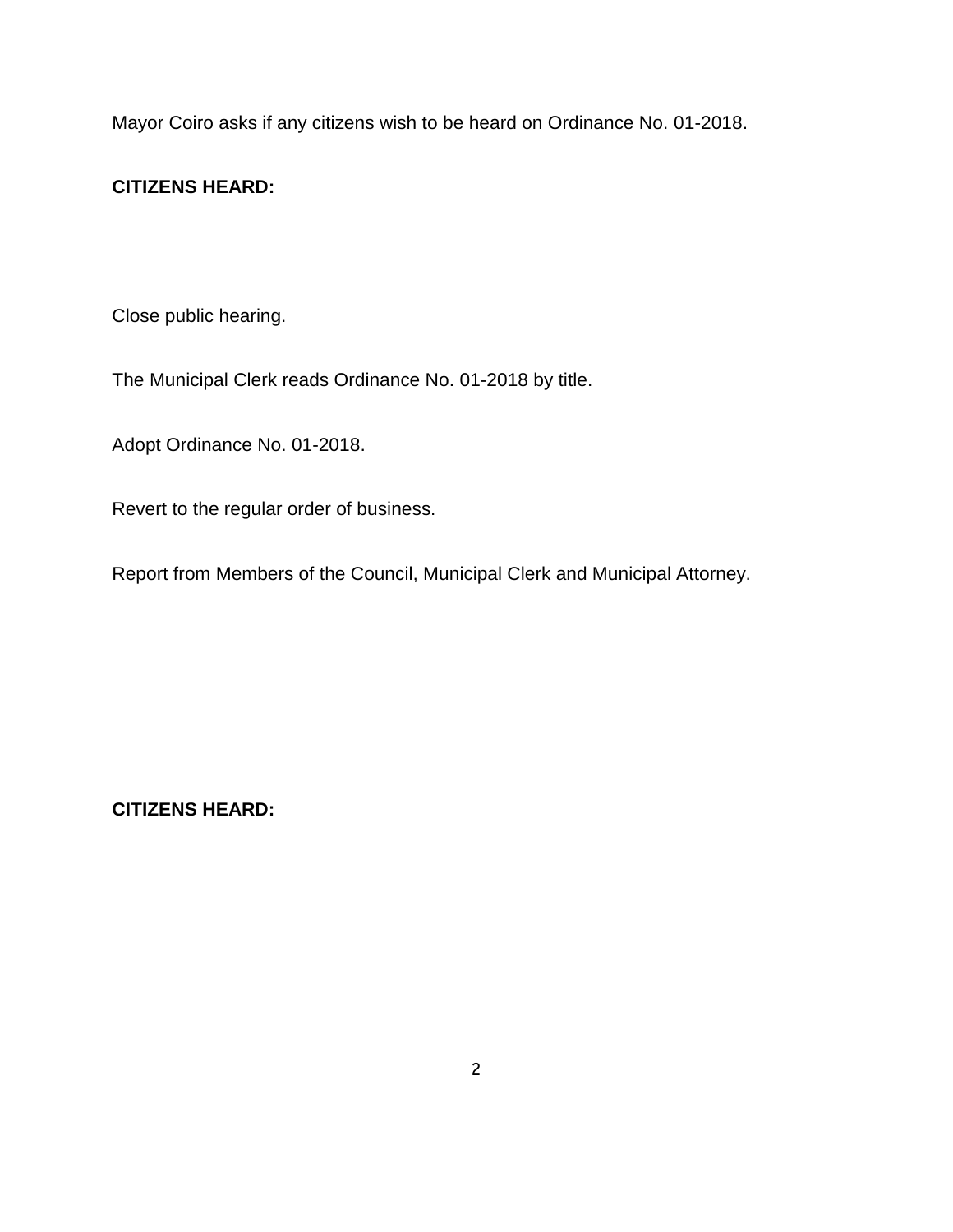Mayor Coiro asks if any citizens wish to be heard on Ordinance No. 01-2018.

**CITIZENS HEARD:**

Close public hearing.

The Municipal Clerk reads Ordinance No. 01-2018 by title.

Adopt Ordinance No. 01-2018.

Revert to the regular order of business.

Report from Members of the Council, Municipal Clerk and Municipal Attorney.

**CITIZENS HEARD:**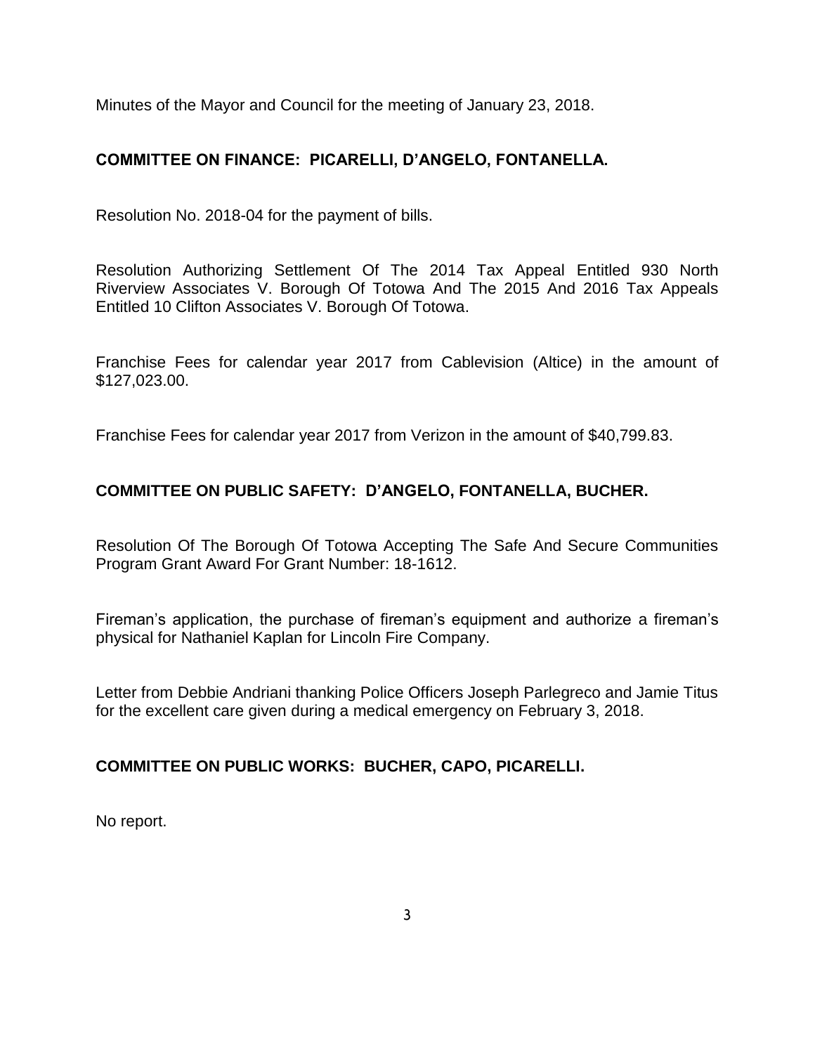Minutes of the Mayor and Council for the meeting of January 23, 2018.

**COMMITTEE ON FINANCE: PICARELLI, D'ANGELO, FONTANELLA.**

Resolution No. 2018-04 for the payment of bills.

Resolution Authorizing Settlement Of The 2014 Tax Appeal Entitled 930 North Riverview Associates V. Borough Of Totowa And The 2015 And 2016 Tax Appeals Entitled 10 Clifton Associates V. Borough Of Totowa.

Franchise Fees for calendar year 2017 from Cablevision (Altice) in the amount of $127,023.00.

Franchise Fees for calendar year 2017 from Verizon in the amount of $40,799.83.

**COMMITTEE ON PUBLIC SAFETY: D'ANGELO, FONTANELLA, BUCHER.**

Resolution Of The Borough Of Totowa Accepting The Safe And Secure Communities Program Grant Award For Grant Number: 18-1612.

Fireman's application, the purchase of fireman's equipment and authorize a fireman's physical for Nathaniel Kaplan for Lincoln Fire Company.

Letter from Debbie Andriani thanking Police Officers Joseph Parlegreco and Jamie Titus for the excellent care given during a medical emergency on February 3, 2018.

**COMMITTEE ON PUBLIC WORKS: BUCHER, CAPO, PICARELLI.**

No report.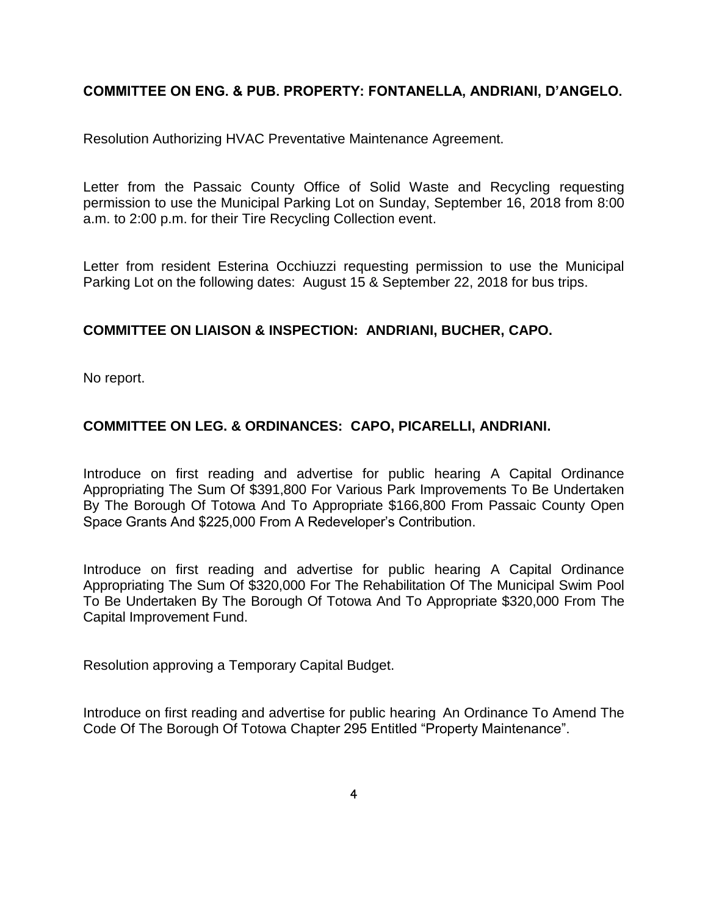**COMMITTEE ON ENG. & PUB. PROPERTY: FONTANELLA, ANDRIANI, D'ANGELO.**

Resolution Authorizing HVAC Preventative Maintenance Agreement.

Letter from the Passaic County Office of Solid Waste and Recycling requesting permission to use the Municipal Parking Lot on Sunday, September 16, 2018 from 8:00 a.m. to 2:00 p.m. for their Tire Recycling Collection event.

Letter from resident Esterina Occhiuzzi requesting permission to use the Municipal Parking Lot on the following dates: August 15 & September 22, 2018 for bus trips.

**COMMITTEE ON LIAISON & INSPECTION: ANDRIANI, BUCHER, CAPO.**

No report.

**COMMITTEE ON LEG. & ORDINANCES: CAPO, PICARELLI, ANDRIANI.**

Introduce on first reading and advertise for public hearing A Capital Ordinance Appropriating The Sum Of $391,800 For Various Park Improvements To Be Undertaken By The Borough Of Totowa And To Appropriate $166,800 From Passaic County Open Space Grants And $225,000 From A Redeveloper's Contribution.

Introduce on first reading and advertise for public hearing A Capital Ordinance Appropriating The Sum Of $320,000 For The Rehabilitation Of The Municipal Swim Pool To Be Undertaken By The Borough Of Totowa And To Appropriate $320,000 From The Capital Improvement Fund.

Resolution approving a Temporary Capital Budget.

Introduce on first reading and advertise for public hearing An Ordinance To Amend The Code Of The Borough Of Totowa Chapter 295 Entitled "Property Maintenance".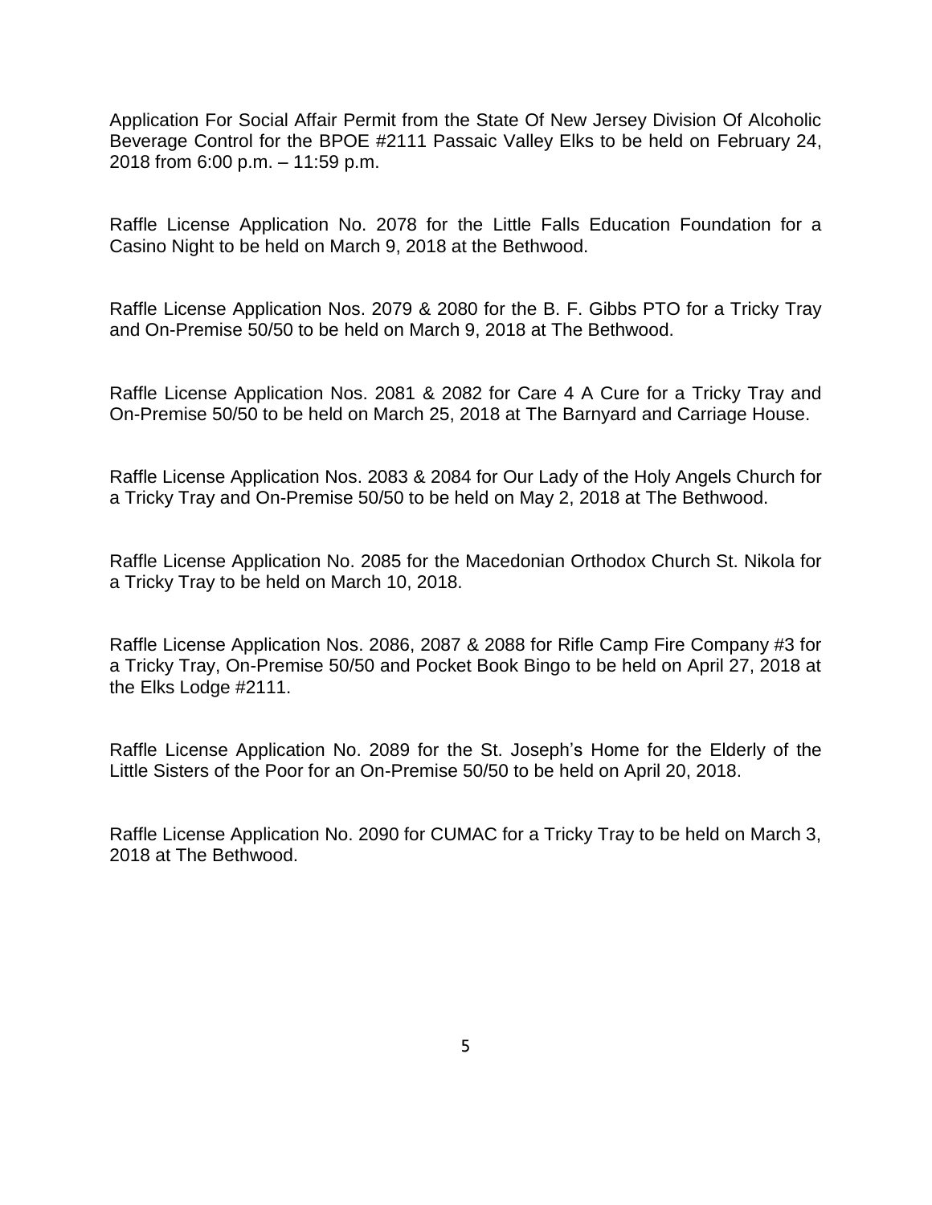Application For Social Affair Permit from the State Of New Jersey Division Of Alcoholic Beverage Control for the BPOE #2111 Passaic Valley Elks to be held on February 24, 2018 from 6:00 p.m. – 11:59 p.m.

Raffle License Application No. 2078 for the Little Falls Education Foundation for a Casino Night to be held on March 9, 2018 at the Bethwood.

Raffle License Application Nos. 2079 & 2080 for the B. F. Gibbs PTO for a Tricky Tray and On-Premise 50/50 to be held on March 9, 2018 at The Bethwood.

Raffle License Application Nos. 2081 & 2082 for Care 4 A Cure for a Tricky Tray and On-Premise 50/50 to be held on March 25, 2018 at The Barnyard and Carriage House.

Raffle License Application Nos. 2083 & 2084 for Our Lady of the Holy Angels Church for a Tricky Tray and On-Premise 50/50 to be held on May 2, 2018 at The Bethwood.

Raffle License Application No. 2085 for the Macedonian Orthodox Church St. Nikola for a Tricky Tray to be held on March 10, 2018.

Raffle License Application Nos. 2086, 2087 & 2088 for Rifle Camp Fire Company #3 for a Tricky Tray, On-Premise 50/50 and Pocket Book Bingo to be held on April 27, 2018 at the Elks Lodge #2111.

Raffle License Application No. 2089 for the St. Joseph's Home for the Elderly of the Little Sisters of the Poor for an On-Premise 50/50 to be held on April 20, 2018.

Raffle License Application No. 2090 for CUMAC for a Tricky Tray to be held on March 3, 2018 at The Bethwood.